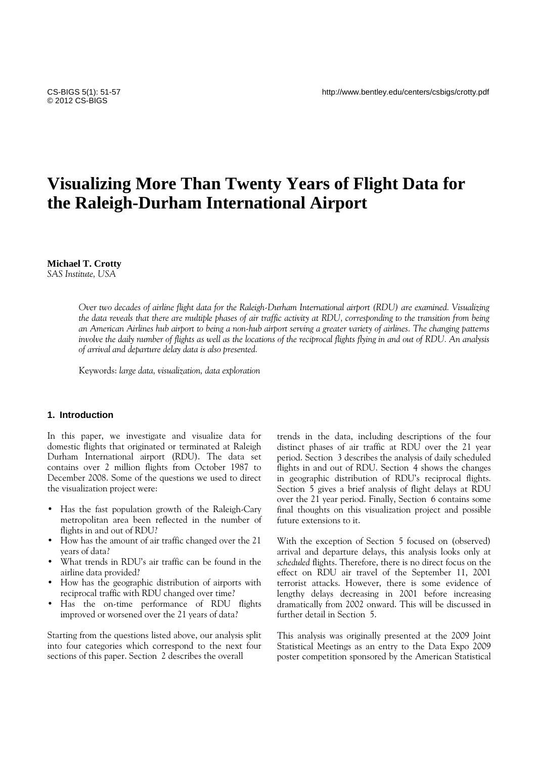# Visualizing More Than Twenty Years of Flight Data for the Raleigh-Durham International Airport

**Michael T. Crotty**
*SAS Institute, USA*

*Over two decades of airline flight data for the Raleigh-Durham International airport (RDU) are examined. Visualizing the data reveals that there are multiple phases of air traffic activity at RDU, corresponding to the transition from being an American Airlines hub airport to being a non-hub airport serving a greater variety of airlines. The changing patterns involve the daily number of flights as well as the locations of the reciprocal flights flying in and out of RDU. An analysis of arrival and departure delay data is also presented.*

Keywords: *large data, visualization, data exploration*

## 1. Introduction

In this paper, we investigate and visualize data for domestic flights that originated or terminated at Raleigh Durham International airport (RDU). The data set contains over 2 million flights from October 1987 to December 2008. Some of the questions we used to direct the visualization project were:

- Has the fast population growth of the Raleigh-Cary metropolitan area been reflected in the number of flights in and out of RDU?
- How has the amount of air traffic changed over the 21 years of data?
- What trends in RDU's air traffic can be found in the airline data provided?
- How has the geographic distribution of airports with reciprocal traffic with RDU changed over time?
- Has the on-time performance of RDU flights improved or worsened over the 21 years of data?

Starting from the questions listed above, our analysis split into four categories which correspond to the next four sections of this paper. Section 2 describes the overall trends in the data, including descriptions of the four distinct phases of air traffic at RDU over the 21 year period. Section 3 describes the analysis of daily scheduled flights in and out of RDU. Section 4 shows the changes in geographic distribution of RDU's reciprocal flights. Section 5 gives a brief analysis of flight delays at RDU over the 21 year period. Finally, Section 6 contains some final thoughts on this visualization project and possible future extensions to it.

With the exception of Section 5 focused on (observed) arrival and departure delays, this analysis looks only at *scheduled* flights. Therefore, there is no direct focus on the effect on RDU air travel of the September 11, 2001 terrorist attacks. However, there is some evidence of lengthy delays decreasing in 2001 before increasing dramatically from 2002 onward. This will be discussed in further detail in Section 5.

This analysis was originally presented at the 2009 Joint Statistical Meetings as an entry to the Data Expo 2009 poster competition sponsored by the American Statistical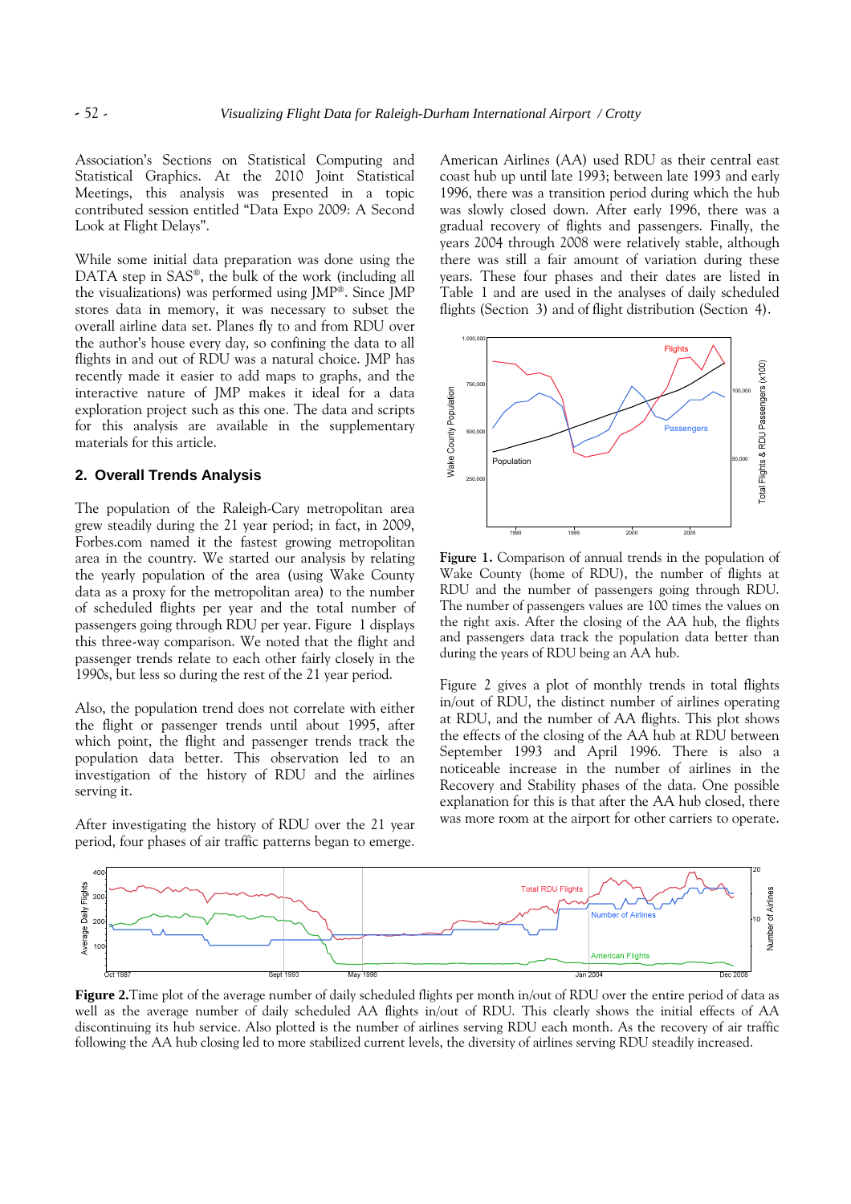Association's Sections on Statistical Computing and Statistical Graphics. At the 2010 Joint Statistical Meetings, this analysis was presented in a topic contributed session entitled "Data Expo 2009: A Second Look at Flight Delays".

While some initial data preparation was done using the DATA step in SAS®, the bulk of the work (including all the visualizations) was performed using JMP®. Since JMP stores data in memory, it was necessary to subset the overall airline data set. Planes fly to and from RDU over the author's house every day, so confining the data to all flights in and out of RDU was a natural choice. JMP has recently made it easier to add maps to graphs, and the interactive nature of JMP makes it ideal for a data exploration project such as this one. The data and scripts for this analysis are available in the supplementary materials for this article.

## 2. Overall Trends Analysis

The population of the Raleigh-Cary metropolitan area grew steadily during the 21 year period; in fact, in 2009, Forbes.com named it the fastest growing metropolitan area in the country. We started our analysis by relating the yearly population of the area (using Wake County data as a proxy for the metropolitan area) to the number of scheduled flights per year and the total number of passengers going through RDU per year. Figure 1 displays this three-way comparison. We noted that the flight and passenger trends relate to each other fairly closely in the 1990s, but less so during the rest of the 21 year period.

Also, the population trend does not correlate with either the flight or passenger trends until about 1995, after which point, the flight and passenger trends track the population data better. This observation led to an investigation of the history of RDU and the airlines serving it.

After investigating the history of RDU over the 21 year period, four phases of air traffic patterns began to emerge. American Airlines (AA) used RDU as their central east coast hub up until late 1993; between late 1993 and early 1996, there was a transition period during which the hub was slowly closed down. After early 1996, there was a gradual recovery of flights and passengers. Finally, the years 2004 through 2008 were relatively stable, although there was still a fair amount of variation during these years. These four phases and their dates are listed in Table 1 and are used in the analyses of daily scheduled flights (Section 3) and of flight distribution (Section 4).

**Figure 1.** Comparison of annual trends in the population of Wake County (home of RDU), the number of flights at RDU and the number of passengers going through RDU. The number of passengers values are 100 times the values on the right axis. After the closing of the AA hub, the flights and passengers data track the population data better than during the years of RDU being an AA hub.

Figure 2 gives a plot of monthly trends in total flights in/out of RDU, the distinct number of airlines operating at RDU, and the number of AA flights. This plot shows the effects of the closing of the AA hub at RDU between September 1993 and April 1996. There is also a noticeable increase in the number of airlines in the Recovery and Stability phases of the data. One possible explanation for this is that after the AA hub closed, there was more room at the airport for other carriers to operate.

**Figure 2.** Time plot of the average number of daily scheduled flights per month in/out of RDU over the entire period of data as well as the average number of daily scheduled AA flights in/out of RDU. This clearly shows the initial effects of AA discontinuing its hub service. Also plotted is the number of airlines serving RDU each month. As the recovery of air traffic following the AA hub closing led to more stabilized current levels, the diversity of airlines serving RDU steadily increased.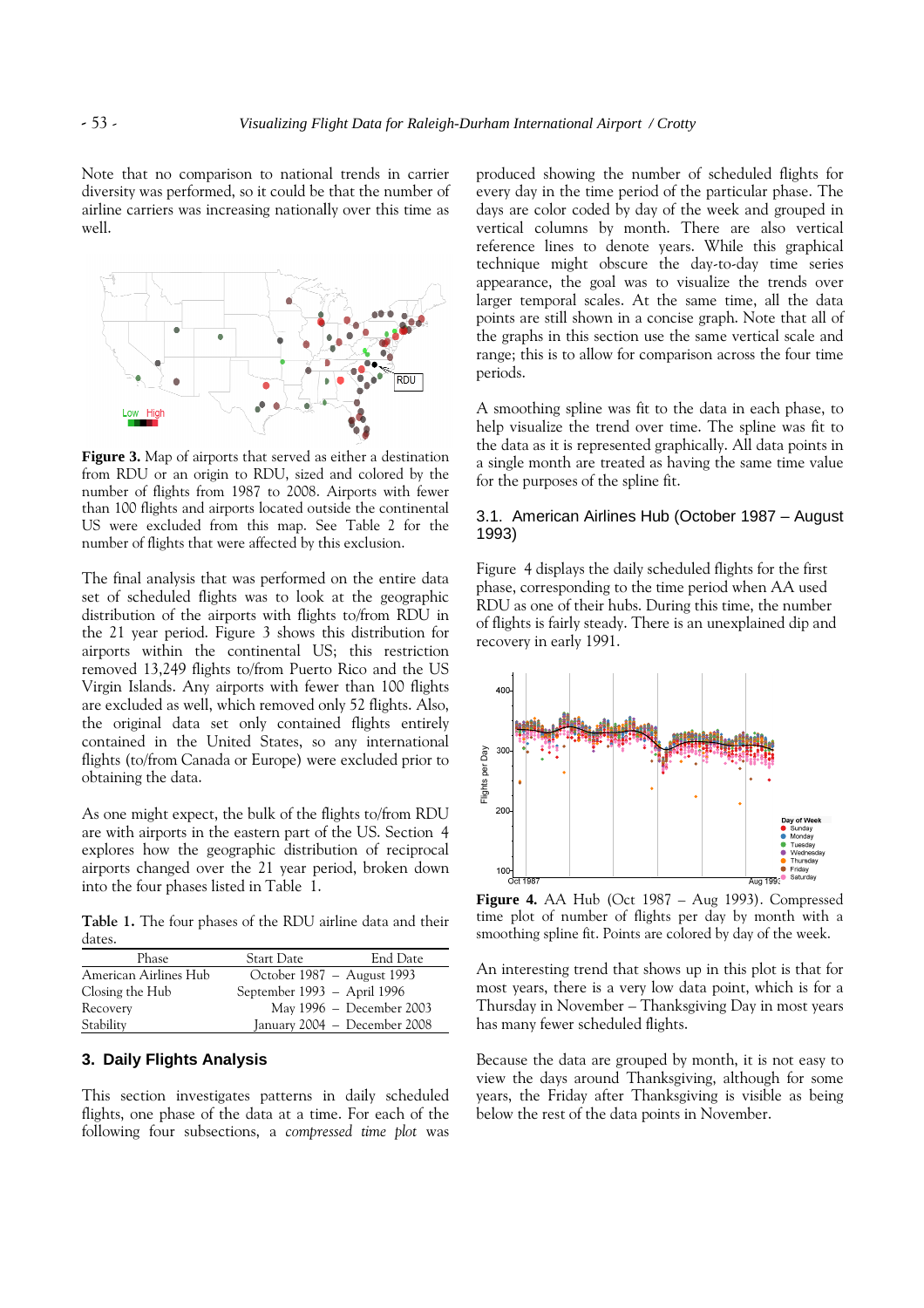Note that no comparison to national trends in carrier diversity was performed, so it could be that the number of airline carriers was increasing nationally over this time as well.

**Figure 3.** Map of airports that served as either a destination from RDU or an origin to RDU, sized and colored by the number of flights from 1987 to 2008. Airports with fewer than 100 flights and airports located outside the continental US were excluded from this map. See Table 2 for the number of flights that were affected by this exclusion.

The final analysis that was performed on the entire data set of scheduled flights was to look at the geographic distribution of the airports with flights to/from RDU in the 21 year period. Figure 3 shows this distribution for airports within the continental US; this restriction removed 13,249 flights to/from Puerto Rico and the US Virgin Islands. Any airports with fewer than 100 flights are excluded as well, which removed only 52 flights. Also, the original data set only contained flights entirely contained in the United States, so any international flights (to/from Canada or Europe) were excluded prior to obtaining the data.

As one might expect, the bulk of the flights to/from RDU are with airports in the eastern part of the US. Section 4 explores how the geographic distribution of reciprocal airports changed over the 21 year period, broken down into the four phases listed in Table 1.

**Table 1.** The four phases of the RDU airline data and their dates.

| Phase | Start Date | End Date |
|---|---|---|
| American Airlines Hub | October 1987 – | August 1993 |
| Closing the Hub | September 1993 – | April 1996 |
| Recovery | May 1996 – | December 2003 |
| Stability | January 2004 – | December 2008 |

## 3. Daily Flights Analysis

This section investigates patterns in daily scheduled flights, one phase of the data at a time. For each of the following four subsections, a *compressed time plot* was produced showing the number of scheduled flights for every day in the time period of the particular phase. The days are color coded by day of the week and grouped in vertical columns by month. There are also vertical reference lines to denote years. While this graphical technique might obscure the day-to-day time series appearance, the goal was to visualize the trends over larger temporal scales. At the same time, all the data points are still shown in a concise graph. Note that all of the graphs in this section use the same vertical scale and range; this is to allow for comparison across the four time periods.

A smoothing spline was fit to the data in each phase, to help visualize the trend over time. The spline was fit to the data as it is represented graphically. All data points in a single month are treated as having the same time value for the purposes of the spline fit.

### 3.1. American Airlines Hub (October 1987 – August 1993)

Figure 4 displays the daily scheduled flights for the first phase, corresponding to the time period when AA used RDU as one of their hubs. During this time, the number of flights is fairly steady. There is an unexplained dip and recovery in early 1991.

**Figure 4.** AA Hub (Oct 1987 – Aug 1993). Compressed time plot of number of flights per day by month with a smoothing spline fit. Points are colored by day of the week.

An interesting trend that shows up in this plot is that for most years, there is a very low data point, which is for a Thursday in November – Thanksgiving Day in most years has many fewer scheduled flights.

Because the data are grouped by month, it is not easy to view the days around Thanksgiving, although for some years, the Friday after Thanksgiving is visible as being below the rest of the data points in November.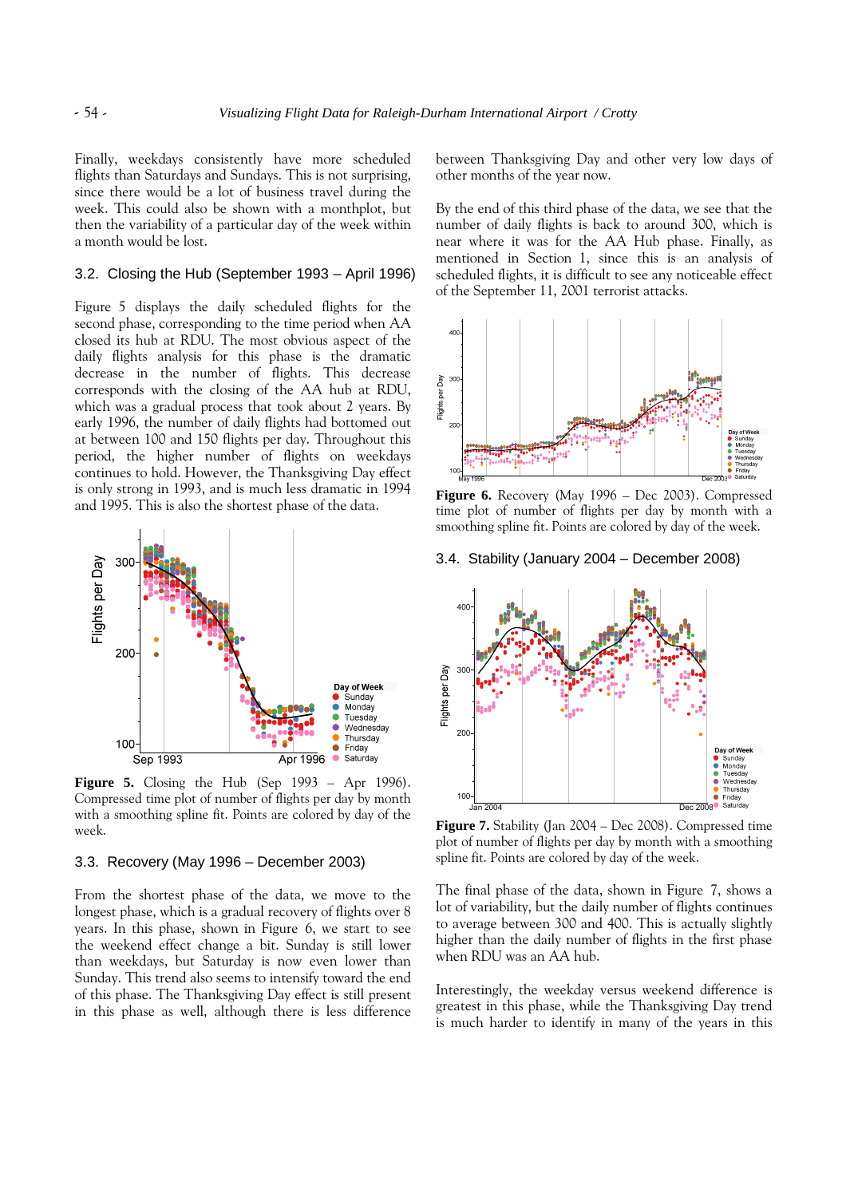Finally, weekdays consistently have more scheduled flights than Saturdays and Sundays. This is not surprising, since there would be a lot of business travel during the week. This could also be shown with a monthplot, but then the variability of a particular day of the week within a month would be lost.

## 3.2. Closing the Hub (September 1993 – April 1996)

Figure 5 displays the daily scheduled flights for the second phase, corresponding to the time period when AA closed its hub at RDU. The most obvious aspect of the daily flights analysis for this phase is the dramatic decrease in the number of flights. This decrease corresponds with the closing of the AA hub at RDU, which was a gradual process that took about 2 years. By early 1996, the number of daily flights had bottomed out at between 100 and 150 flights per day. Throughout this period, the higher number of flights on weekdays continues to hold. However, the Thanksgiving Day effect is only strong in 1993, and is much less dramatic in 1994 and 1995. This is also the shortest phase of the data.

**Figure 5.** Closing the Hub (Sep 1993 – Apr 1996). Compressed time plot of number of flights per day by month with a smoothing spline fit. Points are colored by day of the week.

## 3.3. Recovery (May 1996 – December 2003)

From the shortest phase of the data, we move to the longest phase, which is a gradual recovery of flights over 8 years. In this phase, shown in Figure 6, we start to see the weekend effect change a bit. Sunday is still lower than weekdays, but Saturday is now even lower than Sunday. This trend also seems to intensify toward the end of this phase. The Thanksgiving Day effect is still present in this phase as well, although there is less difference between Thanksgiving Day and other very low days of other months of the year now.

By the end of this third phase of the data, we see that the number of daily flights is back to around 300, which is near where it was for the AA Hub phase. Finally, as mentioned in Section 1, since this is an analysis of scheduled flights, it is difficult to see any noticeable effect of the September 11, 2001 terrorist attacks.

**Figure 6.** Recovery (May 1996 – Dec 2003). Compressed time plot of number of flights per day by month with a smoothing spline fit. Points are colored by day of the week.

## 3.4. Stability (January 2004 – December 2008)

**Figure 7.** Stability (Jan 2004 – Dec 2008). Compressed time plot of number of flights per day by month with a smoothing spline fit. Points are colored by day of the week.

The final phase of the data, shown in Figure 7, shows a lot of variability, but the daily number of flights continues to average between 300 and 400. This is actually slightly higher than the daily number of flights in the first phase when RDU was an AA hub.

Interestingly, the weekday versus weekend difference is greatest in this phase, while the Thanksgiving Day trend is much harder to identify in many of the years in this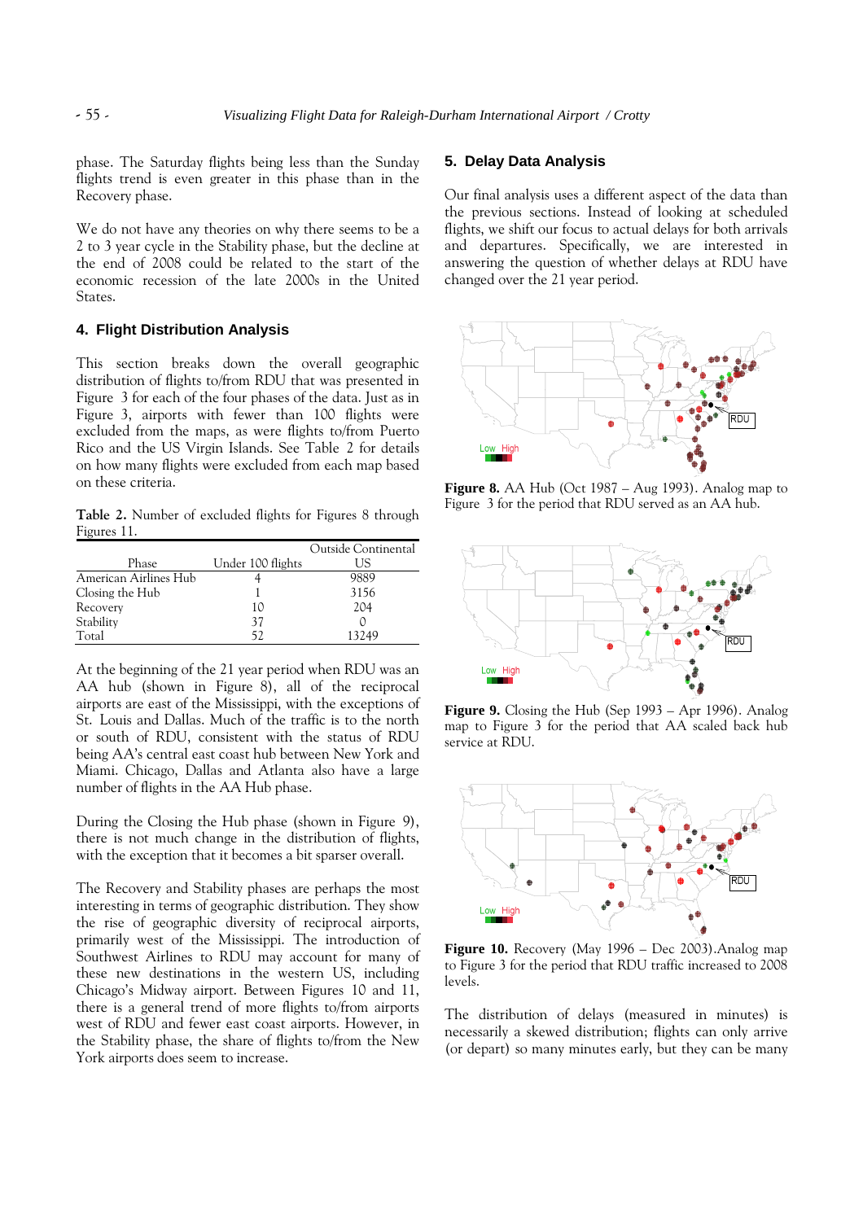phase. The Saturday flights being less than the Sunday flights trend is even greater in this phase than in the Recovery phase.

We do not have any theories on why there seems to be a 2 to 3 year cycle in the Stability phase, but the decline at the end of 2008 could be related to the start of the economic recession of the late 2000s in the United States.

## 4. Flight Distribution Analysis

This section breaks down the overall geographic distribution of flights to/from RDU that was presented in Figure 3 for each of the four phases of the data. Just as in Figure 3, airports with fewer than 100 flights were excluded from the maps, as were flights to/from Puerto Rico and the US Virgin Islands. See Table 2 for details on how many flights were excluded from each map based on these criteria.

**Table 2.** Number of excluded flights for Figures 8 through Figures 11.

| Phase | Under 100 flights | Outside Continental US |
|---|---|---|
| American Airlines Hub | 4 | 9889 |
| Closing the Hub | 1 | 3156 |
| Recovery | 10 | 204 |
| Stability | 37 | 0 |
| Total | 52 | 13249 |

At the beginning of the 21 year period when RDU was an AA hub (shown in Figure 8), all of the reciprocal airports are east of the Mississippi, with the exceptions of St. Louis and Dallas. Much of the traffic is to the north or south of RDU, consistent with the status of RDU being AA's central east coast hub between New York and Miami. Chicago, Dallas and Atlanta also have a large number of flights in the AA Hub phase.

During the Closing the Hub phase (shown in Figure 9), there is not much change in the distribution of flights, with the exception that it becomes a bit sparser overall.

The Recovery and Stability phases are perhaps the most interesting in terms of geographic distribution. They show the rise of geographic diversity of reciprocal airports, primarily west of the Mississippi. The introduction of Southwest Airlines to RDU may account for many of these new destinations in the western US, including Chicago's Midway airport. Between Figures 10 and 11, there is a general trend of more flights to/from airports west of RDU and fewer east coast airports. However, in the Stability phase, the share of flights to/from the New York airports does seem to increase.

## 5. Delay Data Analysis

Our final analysis uses a different aspect of the data than the previous sections. Instead of looking at scheduled flights, we shift our focus to actual delays for both arrivals and departures. Specifically, we are interested in answering the question of whether delays at RDU have changed over the 21 year period.

**Figure 8.** AA Hub (Oct 1987 – Aug 1993). Analog map to Figure 3 for the period that RDU served as an AA hub.

**Figure 9.** Closing the Hub (Sep 1993 – Apr 1996). Analog map to Figure 3 for the period that AA scaled back hub service at RDU.

**Figure 10.** Recovery (May 1996 – Dec 2003). Analog map to Figure 3 for the period that RDU traffic increased to 2008 levels.

The distribution of delays (measured in minutes) is necessarily a skewed distribution; flights can only arrive (or depart) so many minutes early, but they can be many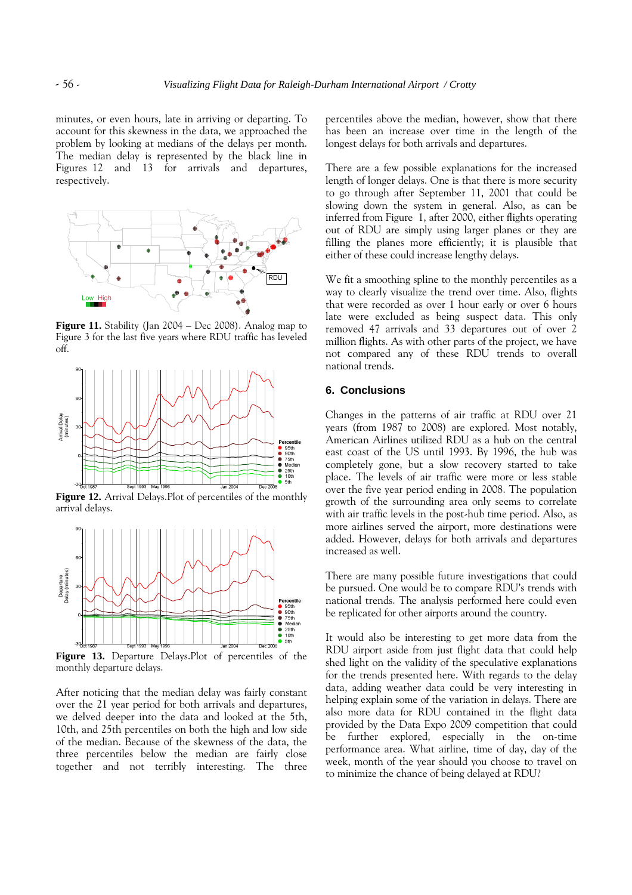minutes, or even hours, late in arriving or departing. To account for this skewness in the data, we approached the problem by looking at medians of the delays per month. The median delay is represented by the black line in Figures 12 and 13 for arrivals and departures, respectively.

**Figure 11.** Stability (Jan 2004 – Dec 2008). Analog map to Figure 3 for the last five years where RDU traffic has leveled off.

**Figure 12.** Arrival Delays.Plot of percentiles of the monthly arrival delays.

**Figure 13.** Departure Delays.Plot of percentiles of the monthly departure delays.

After noticing that the median delay was fairly constant over the 21 year period for both arrivals and departures, we delved deeper into the data and looked at the 5th, 10th, and 25th percentiles on both the high and low side of the median. Because of the skewness of the data, the three percentiles below the median are fairly close together and not terribly interesting. The three percentiles above the median, however, show that there has been an increase over time in the length of the longest delays for both arrivals and departures.

There are a few possible explanations for the increased length of longer delays. One is that there is more security to go through after September 11, 2001 that could be slowing down the system in general. Also, as can be inferred from Figure 1, after 2000, either flights operating out of RDU are simply using larger planes or they are filling the planes more efficiently; it is plausible that either of these could increase lengthy delays.

We fit a smoothing spline to the monthly percentiles as a way to clearly visualize the trend over time. Also, flights that were recorded as over 1 hour early or over 6 hours late were excluded as being suspect data. This only removed 47 arrivals and 33 departures out of over 2 million flights. As with other parts of the project, we have not compared any of these RDU trends to overall national trends.

## 6. Conclusions

Changes in the patterns of air traffic at RDU over 21 years (from 1987 to 2008) are explored. Most notably, American Airlines utilized RDU as a hub on the central east coast of the US until 1993. By 1996, the hub was completely gone, but a slow recovery started to take place. The levels of air traffic were more or less stable over the five year period ending in 2008. The population growth of the surrounding area only seems to correlate with air traffic levels in the post-hub time period. Also, as more airlines served the airport, more destinations were added. However, delays for both arrivals and departures increased as well.

There are many possible future investigations that could be pursued. One would be to compare RDU's trends with national trends. The analysis performed here could even be replicated for other airports around the country.

It would also be interesting to get more data from the RDU airport aside from just flight data that could help shed light on the validity of the speculative explanations for the trends presented here. With regards to the delay data, adding weather data could be very interesting in helping explain some of the variation in delays. There are also more data for RDU contained in the flight data provided by the Data Expo 2009 competition that could be further explored, especially in the on-time performance area. What airline, time of day, day of the week, month of the year should you choose to travel on to minimize the chance of being delayed at RDU?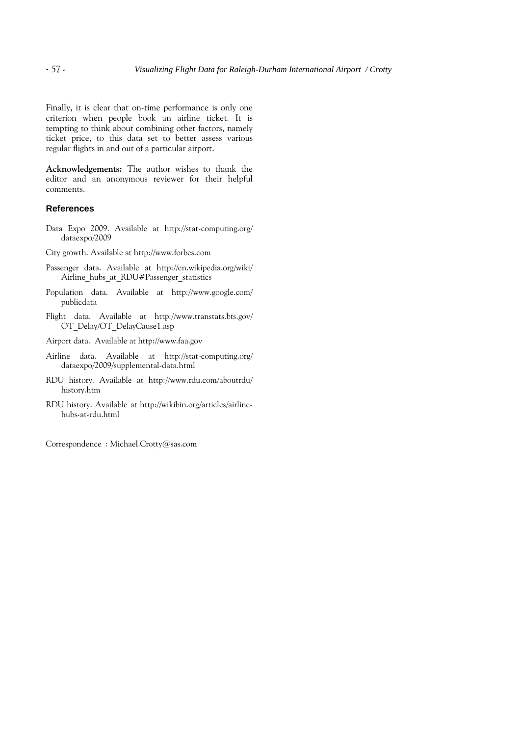Finally, it is clear that on-time performance is only one criterion when people book an airline ticket. It is tempting to think about combining other factors, namely ticket price, to this data set to better assess various regular flights in and out of a particular airport.

**Acknowledgements:** The author wishes to thank the editor and an anonymous reviewer for their helpful comments.

## References

Data Expo 2009. Available at http://stat-computing.org/dataexpo/2009

City growth. Available at http://www.forbes.com

Passenger data. Available at http://en.wikipedia.org/wiki/Airline_hubs_at_RDU#Passenger_statistics

Population data. Available at http://www.google.com/publicdata

Flight data. Available at http://www.transtats.bts.gov/OT_Delay/OT_DelayCause1.asp

Airport data. Available at http://www.faa.gov

Airline data. Available at http://stat-computing.org/dataexpo/2009/supplemental-data.html

RDU history. Available at http://www.rdu.com/aboutrdu/history.htm

RDU history. Available at http://wikibin.org/articles/airline-hubs-at-rdu.html

Correspondence : Michael.Crotty@sas.com